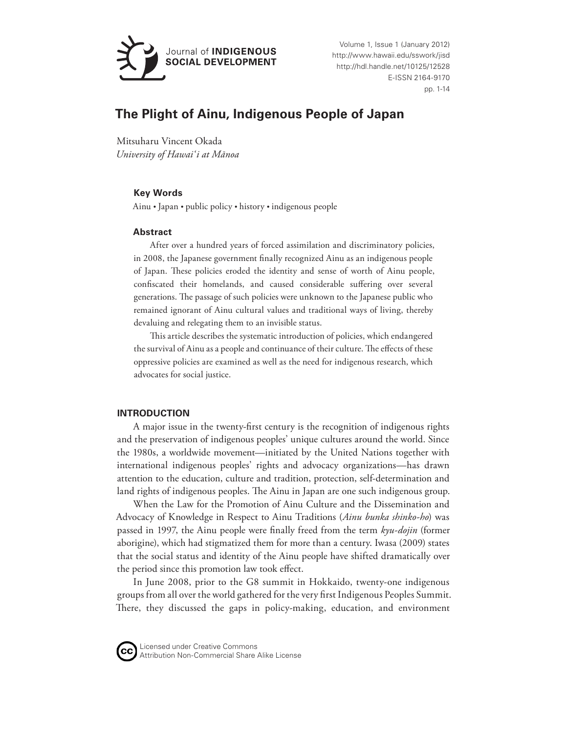# The Plight of Ainu, Indigenous People of Japan

Mitsuharu Vincent Okada
*University of Hawaiʻi at Mānoa*

### Key Words

Ainu • Japan • public policy • history • indigenous people

### Abstract

After over a hundred years of forced assimilation and discriminatory policies, in 2008, the Japanese government finally recognized Ainu as an indigenous people of Japan. These policies eroded the identity and sense of worth of Ainu people, confiscated their homelands, and caused considerable suffering over several generations. The passage of such policies were unknown to the Japanese public who remained ignorant of Ainu cultural values and traditional ways of living, thereby devaluing and relegating them to an invisible status.

This article describes the systematic introduction of policies, which endangered the survival of Ainu as a people and continuance of their culture. The effects of these oppressive policies are examined as well as the need for indigenous research, which advocates for social justice.

## INTRODUCTION

A major issue in the twenty-first century is the recognition of indigenous rights and the preservation of indigenous peoples' unique cultures around the world. Since the 1980s, a worldwide movement—initiated by the United Nations together with international indigenous peoples' rights and advocacy organizations—has drawn attention to the education, culture and tradition, protection, self-determination and land rights of indigenous peoples. The Ainu in Japan are one such indigenous group.

When the Law for the Promotion of Ainu Culture and the Dissemination and Advocacy of Knowledge in Respect to Ainu Traditions (*Ainu bunka shinko-ho*) was passed in 1997, the Ainu people were finally freed from the term *kyu-dojin* (former aborigine), which had stigmatized them for more than a century. Iwasa (2009) states that the social status and identity of the Ainu people have shifted dramatically over the period since this promotion law took effect.

In June 2008, prior to the G8 summit in Hokkaido, twenty-one indigenous groups from all over the world gathered for the very first Indigenous Peoples Summit. There, they discussed the gaps in policy-making, education, and environment

Licensed under Creative Commons
Attribution Non-Commercial Share Alike License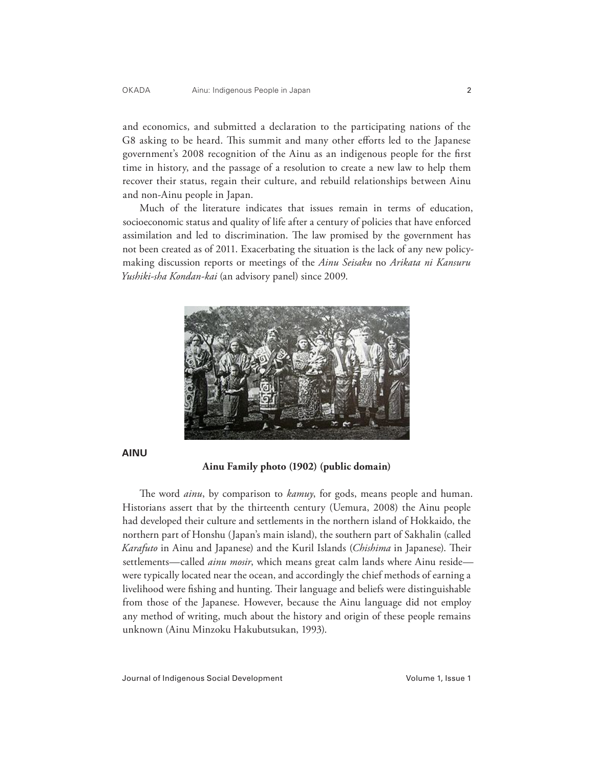and economics, and submitted a declaration to the participating nations of the G8 asking to be heard. This summit and many other efforts led to the Japanese government's 2008 recognition of the Ainu as an indigenous people for the first time in history, and the passage of a resolution to create a new law to help them recover their status, regain their culture, and rebuild relationships between Ainu and non-Ainu people in Japan.

Much of the literature indicates that issues remain in terms of education, socioeconomic status and quality of life after a century of policies that have enforced assimilation and led to discrimination. The law promised by the government has not been created as of 2011. Exacerbating the situation is the lack of any new policy-making discussion reports or meetings of the *Ainu Seisaku* no *Arikata ni Kansuru Yushiki-sha Kondan-kai* (an advisory panel) since 2009.

## AINU

**Ainu Family photo (1902) (public domain)**

The word *ainu*, by comparison to *kamuy*, for gods, means people and human. Historians assert that by the thirteenth century (Uemura, 2008) the Ainu people had developed their culture and settlements in the northern island of Hokkaido, the northern part of Honshu (Japan's main island), the southern part of Sakhalin (called *Karafuto* in Ainu and Japanese) and the Kuril Islands (*Chishima* in Japanese). Their settlements—called *ainu mosir*, which means great calm lands where Ainu reside—were typically located near the ocean, and accordingly the chief methods of earning a livelihood were fishing and hunting. Their language and beliefs were distinguishable from those of the Japanese. However, because the Ainu language did not employ any method of writing, much about the history and origin of these people remains unknown (Ainu Minzoku Hakubutsukan, 1993).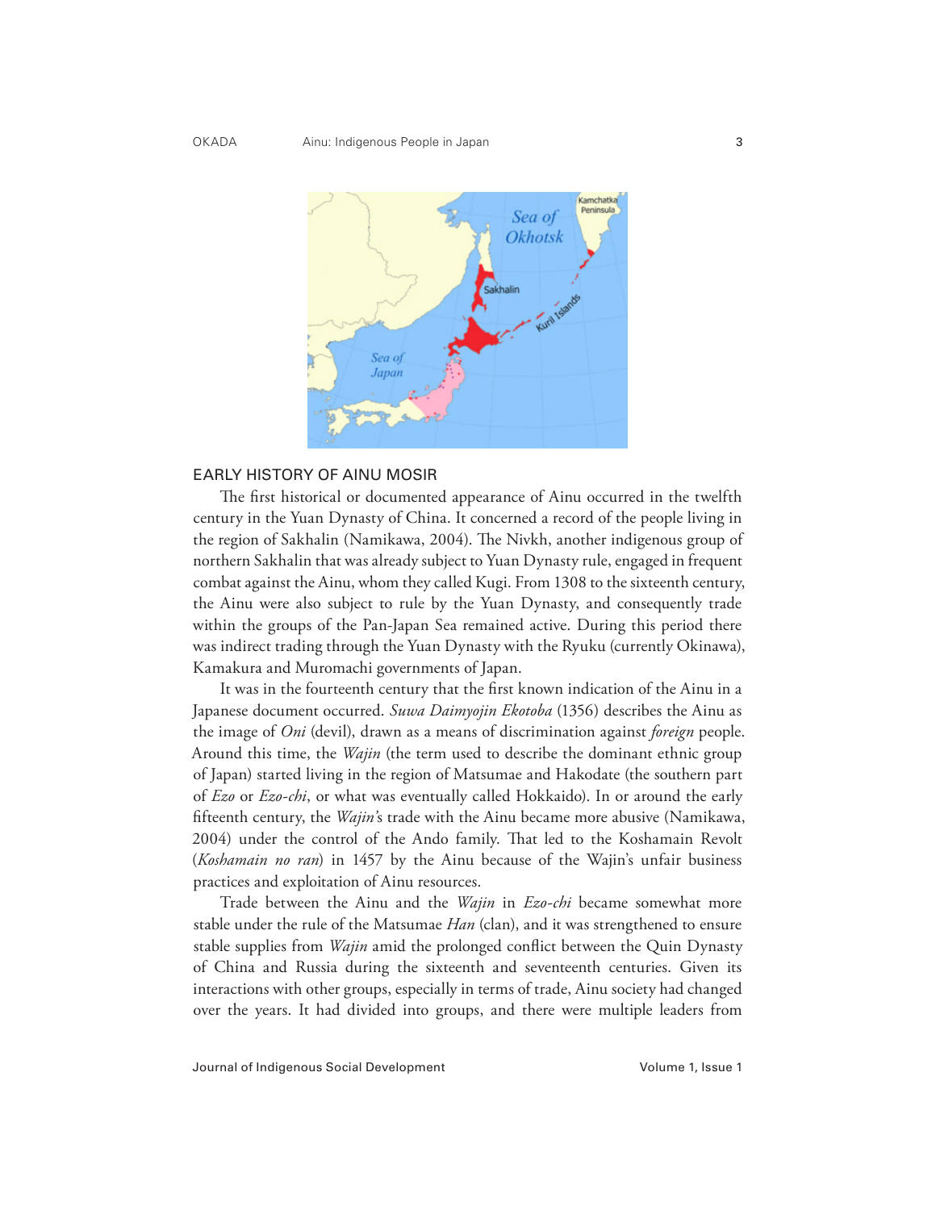## EARLY HISTORY OF AINU MOSIR

The first historical or documented appearance of Ainu occurred in the twelfth century in the Yuan Dynasty of China. It concerned a record of the people living in the region of Sakhalin (Namikawa, 2004). The Nivkh, another indigenous group of northern Sakhalin that was already subject to Yuan Dynasty rule, engaged in frequent combat against the Ainu, whom they called Kugi. From 1308 to the sixteenth century, the Ainu were also subject to rule by the Yuan Dynasty, and consequently trade within the groups of the Pan-Japan Sea remained active. During this period there was indirect trading through the Yuan Dynasty with the Ryuku (currently Okinawa), Kamakura and Muromachi governments of Japan.

It was in the fourteenth century that the first known indication of the Ainu in a Japanese document occurred. *Suwa Daimyojin Ekotoba* (1356) describes the Ainu as the image of *Oni* (devil), drawn as a means of discrimination against *foreign* people. Around this time, the *Wajin* (the term used to describe the dominant ethnic group of Japan) started living in the region of Matsumae and Hakodate (the southern part of *Ezo* or *Ezo-chi*, or what was eventually called Hokkaido). In or around the early fifteenth century, the *Wajin*'s trade with the Ainu became more abusive (Namikawa, 2004) under the control of the Ando family. That led to the Koshamain Revolt (*Koshamain no ran*) in 1457 by the Ainu because of the Wajin's unfair business practices and exploitation of Ainu resources.

Trade between the Ainu and the *Wajin* in *Ezo-chi* became somewhat more stable under the rule of the Matsumae *Han* (clan), and it was strengthened to ensure stable supplies from *Wajin* amid the prolonged conflict between the Quin Dynasty of China and Russia during the sixteenth and seventeenth centuries. Given its interactions with other groups, especially in terms of trade, Ainu society had changed over the years. It had divided into groups, and there were multiple leaders from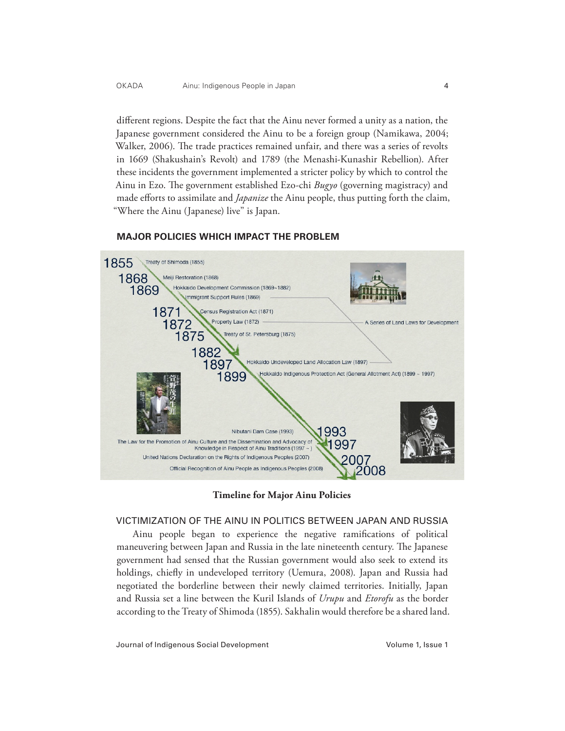different regions. Despite the fact that the Ainu never formed a unity as a nation, the Japanese government considered the Ainu to be a foreign group (Namikawa, 2004; Walker, 2006). The trade practices remained unfair, and there was a series of revolts in 1669 (Shakushain's Revolt) and 1789 (the Menashi-Kunashir Rebellion). After these incidents the government implemented a stricter policy by which to control the Ainu in Ezo. The government established Ezo-chi *Bugyo* (governing magistracy) and made efforts to assimilate and *Japanize* the Ainu people, thus putting forth the claim, "Where the Ainu (Japanese) live" is Japan.

## MAJOR POLICIES WHICH IMPACT THE PROBLEM

- 1855 — Treaty of Shimoda (1855)
- 1868 — Meiji Restoration (1868)
- 1869 — Hokkaido Development Commission (1869~1882); Immigrant Support Rules (1869)
- 1871 — Census Registration Act (1871)
- 1872 — Property Law (1872)
- 1875 — Treaty of St. Petersburg (1875)
- 1882
- 1897 — Hokkaido Undeveloped Land Allocation Law (1897)
- 1899 — Hokkaido Indigenous Protection Act (General Allotment Act) (1899 ~ 1997)
- 1993 — Nibutani Dam Case (1993)
- 1997 — The Law for the Promotion of Ainu Culture and the Dissemination and Advocacy of Knowledge in Respect of Ainu Traditions (1997 ~ )
- 2007 — United Nations Declaration on the Rights of Indigenous Peoples (2007)
- 2008 — Official Recognition of Ainu People as Indigenous Peoples (2008)

A Series of Land Laws for Development

**Timeline for Major Ainu Policies**

### VICTIMIZATION OF THE AINU IN POLITICS BETWEEN JAPAN AND RUSSIA

Ainu people began to experience the negative ramifications of political maneuvering between Japan and Russia in the late nineteenth century. The Japanese government had sensed that the Russian government would also seek to extend its holdings, chiefly in undeveloped territory (Uemura, 2008). Japan and Russia had negotiated the borderline between their newly claimed territories. Initially, Japan and Russia set a line between the Kuril Islands of *Urupu* and *Etorofu* as the border according to the Treaty of Shimoda (1855). Sakhalin would therefore be a shared land.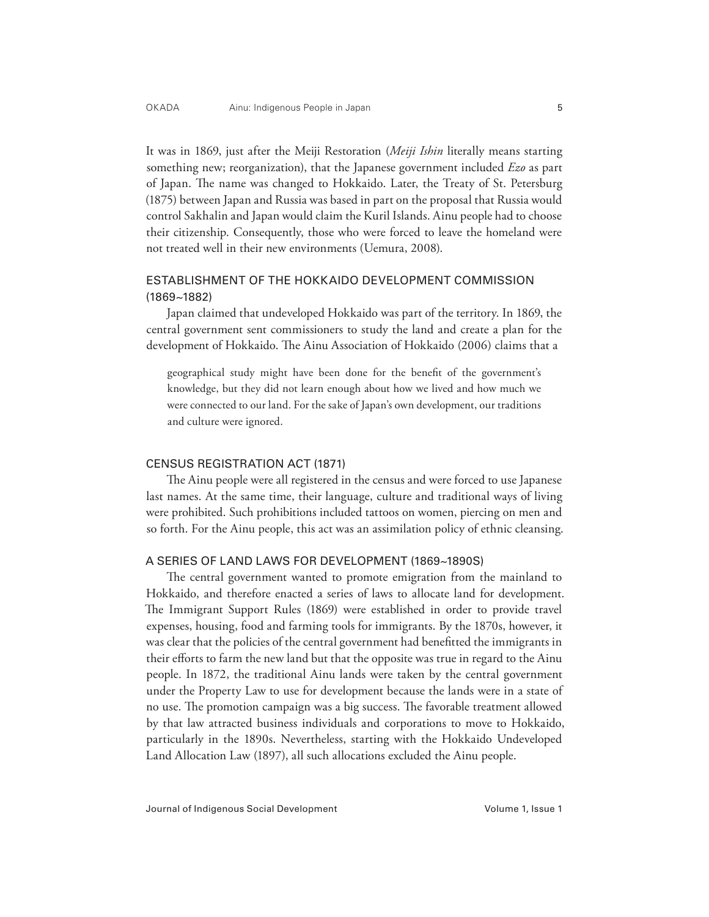It was in 1869, just after the Meiji Restoration (*Meiji Ishin* literally means starting something new; reorganization), that the Japanese government included *Ezo* as part of Japan. The name was changed to Hokkaido. Later, the Treaty of St. Petersburg (1875) between Japan and Russia was based in part on the proposal that Russia would control Sakhalin and Japan would claim the Kuril Islands. Ainu people had to choose their citizenship. Consequently, those who were forced to leave the homeland were not treated well in their new environments (Uemura, 2008).

## ESTABLISHMENT OF THE HOKKAIDO DEVELOPMENT COMMISSION (1869~1882)

Japan claimed that undeveloped Hokkaido was part of the territory. In 1869, the central government sent commissioners to study the land and create a plan for the development of Hokkaido. The Ainu Association of Hokkaido (2006) claims that a

> geographical study might have been done for the benefit of the government's knowledge, but they did not learn enough about how we lived and how much we were connected to our land. For the sake of Japan's own development, our traditions and culture were ignored.

## CENSUS REGISTRATION ACT (1871)

The Ainu people were all registered in the census and were forced to use Japanese last names. At the same time, their language, culture and traditional ways of living were prohibited. Such prohibitions included tattoos on women, piercing on men and so forth. For the Ainu people, this act was an assimilation policy of ethnic cleansing.

## A SERIES OF LAND LAWS FOR DEVELOPMENT (1869~1890S)

The central government wanted to promote emigration from the mainland to Hokkaido, and therefore enacted a series of laws to allocate land for development. The Immigrant Support Rules (1869) were established in order to provide travel expenses, housing, food and farming tools for immigrants. By the 1870s, however, it was clear that the policies of the central government had benefitted the immigrants in their efforts to farm the new land but that the opposite was true in regard to the Ainu people. In 1872, the traditional Ainu lands were taken by the central government under the Property Law to use for development because the lands were in a state of no use. The promotion campaign was a big success. The favorable treatment allowed by that law attracted business individuals and corporations to move to Hokkaido, particularly in the 1890s. Nevertheless, starting with the Hokkaido Undeveloped Land Allocation Law (1897), all such allocations excluded the Ainu people.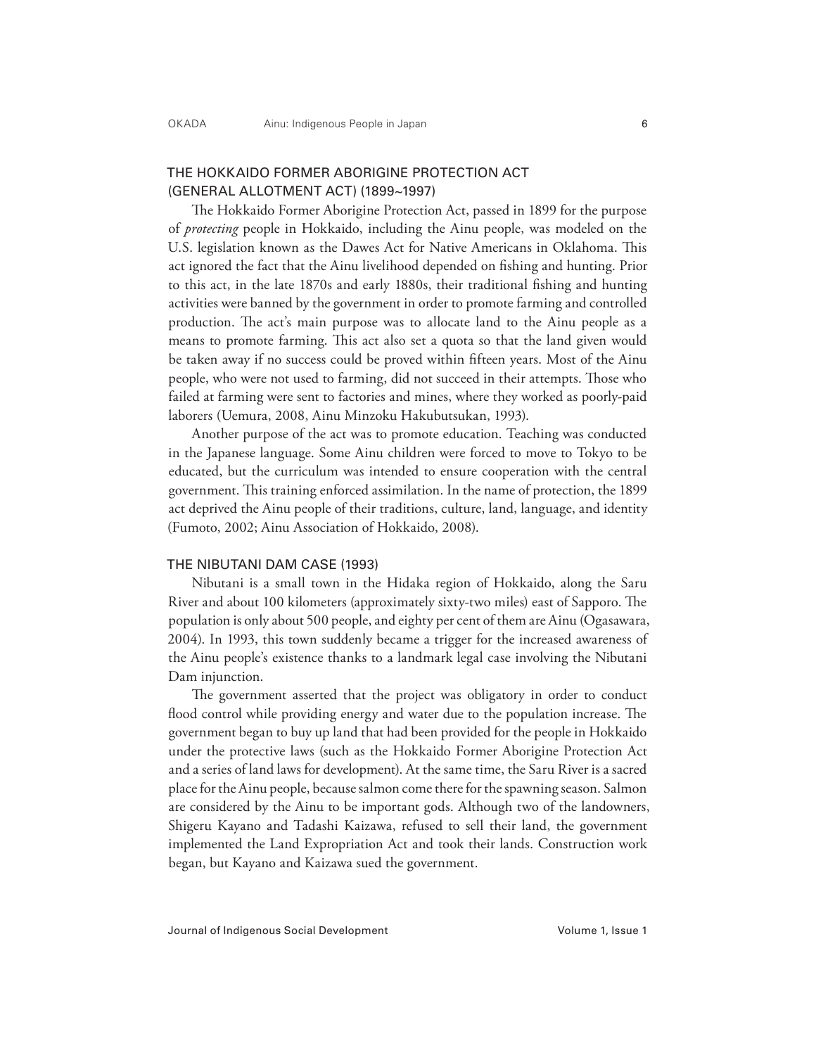## THE HOKKAIDO FORMER ABORIGINE PROTECTION ACT (GENERAL ALLOTMENT ACT) (1899~1997)

The Hokkaido Former Aborigine Protection Act, passed in 1899 for the purpose of *protecting* people in Hokkaido, including the Ainu people, was modeled on the U.S. legislation known as the Dawes Act for Native Americans in Oklahoma. This act ignored the fact that the Ainu livelihood depended on fishing and hunting. Prior to this act, in the late 1870s and early 1880s, their traditional fishing and hunting activities were banned by the government in order to promote farming and controlled production. The act's main purpose was to allocate land to the Ainu people as a means to promote farming. This act also set a quota so that the land given would be taken away if no success could be proved within fifteen years. Most of the Ainu people, who were not used to farming, did not succeed in their attempts. Those who failed at farming were sent to factories and mines, where they worked as poorly-paid laborers (Uemura, 2008, Ainu Minzoku Hakubutsukan, 1993).

Another purpose of the act was to promote education. Teaching was conducted in the Japanese language. Some Ainu children were forced to move to Tokyo to be educated, but the curriculum was intended to ensure cooperation with the central government. This training enforced assimilation. In the name of protection, the 1899 act deprived the Ainu people of their traditions, culture, land, language, and identity (Fumoto, 2002; Ainu Association of Hokkaido, 2008).

## THE NIBUTANI DAM CASE (1993)

Nibutani is a small town in the Hidaka region of Hokkaido, along the Saru River and about 100 kilometers (approximately sixty-two miles) east of Sapporo. The population is only about 500 people, and eighty per cent of them are Ainu (Ogasawara, 2004). In 1993, this town suddenly became a trigger for the increased awareness of the Ainu people's existence thanks to a landmark legal case involving the Nibutani Dam injunction.

The government asserted that the project was obligatory in order to conduct flood control while providing energy and water due to the population increase. The government began to buy up land that had been provided for the people in Hokkaido under the protective laws (such as the Hokkaido Former Aborigine Protection Act and a series of land laws for development). At the same time, the Saru River is a sacred place for the Ainu people, because salmon come there for the spawning season. Salmon are considered by the Ainu to be important gods. Although two of the landowners, Shigeru Kayano and Tadashi Kaizawa, refused to sell their land, the government implemented the Land Expropriation Act and took their lands. Construction work began, but Kayano and Kaizawa sued the government.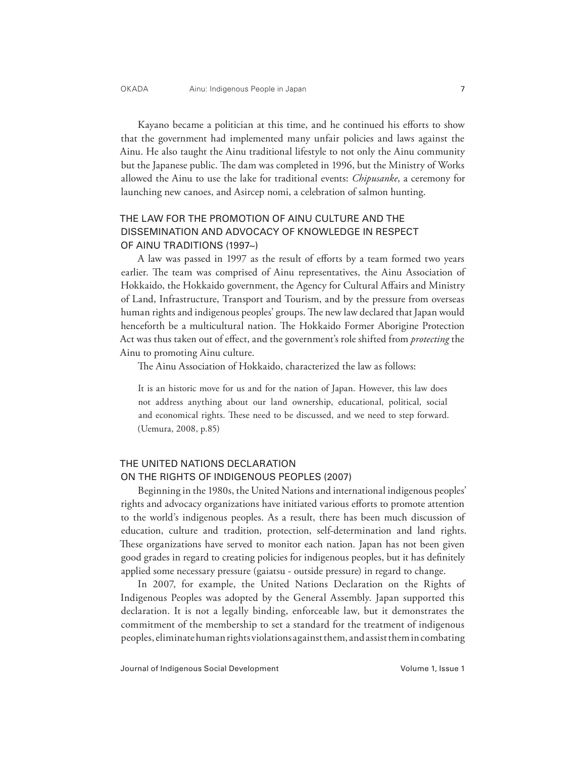Kayano became a politician at this time, and he continued his efforts to show that the government had implemented many unfair policies and laws against the Ainu. He also taught the Ainu traditional lifestyle to not only the Ainu community but the Japanese public. The dam was completed in 1996, but the Ministry of Works allowed the Ainu to use the lake for traditional events: *Chipusanke*, a ceremony for launching new canoes, and Asircep nomi, a celebration of salmon hunting.

## THE LAW FOR THE PROMOTION OF AINU CULTURE AND THE DISSEMINATION AND ADVOCACY OF KNOWLEDGE IN RESPECT OF AINU TRADITIONS (1997~)

A law was passed in 1997 as the result of efforts by a team formed two years earlier. The team was comprised of Ainu representatives, the Ainu Association of Hokkaido, the Hokkaido government, the Agency for Cultural Affairs and Ministry of Land, Infrastructure, Transport and Tourism, and by the pressure from overseas human rights and indigenous peoples' groups. The new law declared that Japan would henceforth be a multicultural nation. The Hokkaido Former Aborigine Protection Act was thus taken out of effect, and the government's role shifted from *protecting* the Ainu to promoting Ainu culture.

The Ainu Association of Hokkaido, characterized the law as follows:

> It is an historic move for us and for the nation of Japan. However, this law does not address anything about our land ownership, educational, political, social and economical rights. These need to be discussed, and we need to step forward. (Uemura, 2008, p.85)

## THE UNITED NATIONS DECLARATION ON THE RIGHTS OF INDIGENOUS PEOPLES (2007)

Beginning in the 1980s, the United Nations and international indigenous peoples' rights and advocacy organizations have initiated various efforts to promote attention to the world's indigenous peoples. As a result, there has been much discussion of education, culture and tradition, protection, self-determination and land rights. These organizations have served to monitor each nation. Japan has not been given good grades in regard to creating policies for indigenous peoples, but it has definitely applied some necessary pressure (gaiatsu - outside pressure) in regard to change.

In 2007, for example, the United Nations Declaration on the Rights of Indigenous Peoples was adopted by the General Assembly. Japan supported this declaration. It is not a legally binding, enforceable law, but it demonstrates the commitment of the membership to set a standard for the treatment of indigenous peoples, eliminate human rights violations against them, and assist them in combating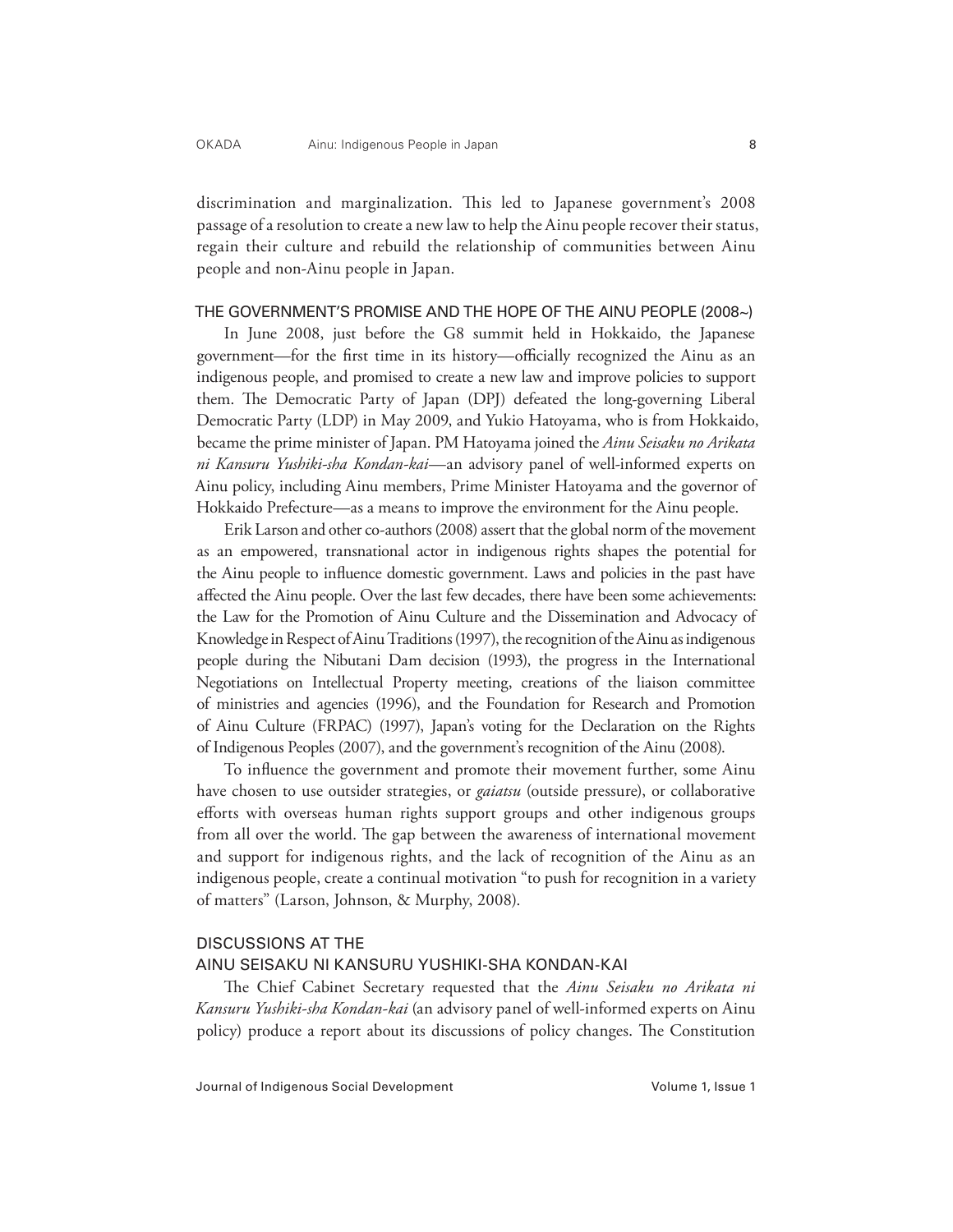discrimination and marginalization. This led to Japanese government's 2008 passage of a resolution to create a new law to help the Ainu people recover their status, regain their culture and rebuild the relationship of communities between Ainu people and non-Ainu people in Japan.

## THE GOVERNMENT'S PROMISE AND THE HOPE OF THE AINU PEOPLE (2008~)

In June 2008, just before the G8 summit held in Hokkaido, the Japanese government—for the first time in its history—officially recognized the Ainu as an indigenous people, and promised to create a new law and improve policies to support them. The Democratic Party of Japan (DPJ) defeated the long-governing Liberal Democratic Party (LDP) in May 2009, and Yukio Hatoyama, who is from Hokkaido, became the prime minister of Japan. PM Hatoyama joined the *Ainu Seisaku no Arikata ni Kansuru Yushiki-sha Kondan-kai*—an advisory panel of well-informed experts on Ainu policy, including Ainu members, Prime Minister Hatoyama and the governor of Hokkaido Prefecture—as a means to improve the environment for the Ainu people.

Erik Larson and other co-authors (2008) assert that the global norm of the movement as an empowered, transnational actor in indigenous rights shapes the potential for the Ainu people to influence domestic government. Laws and policies in the past have affected the Ainu people. Over the last few decades, there have been some achievements: the Law for the Promotion of Ainu Culture and the Dissemination and Advocacy of Knowledge in Respect of Ainu Traditions (1997), the recognition of the Ainu as indigenous people during the Nibutani Dam decision (1993), the progress in the International Negotiations on Intellectual Property meeting, creations of the liaison committee of ministries and agencies (1996), and the Foundation for Research and Promotion of Ainu Culture (FRPAC) (1997), Japan's voting for the Declaration on the Rights of Indigenous Peoples (2007), and the government's recognition of the Ainu (2008).

To influence the government and promote their movement further, some Ainu have chosen to use outsider strategies, or *gaiatsu* (outside pressure), or collaborative efforts with overseas human rights support groups and other indigenous groups from all over the world. The gap between the awareness of international movement and support for indigenous rights, and the lack of recognition of the Ainu as an indigenous people, create a continual motivation "to push for recognition in a variety of matters" (Larson, Johnson, & Murphy, 2008).

## DISCUSSIONS AT THE AINU SEISAKU NI KANSURU YUSHIKI-SHA KONDAN-KAI

The Chief Cabinet Secretary requested that the *Ainu Seisaku no Arikata ni Kansuru Yushiki-sha Kondan-kai* (an advisory panel of well-informed experts on Ainu policy) produce a report about its discussions of policy changes. The Constitution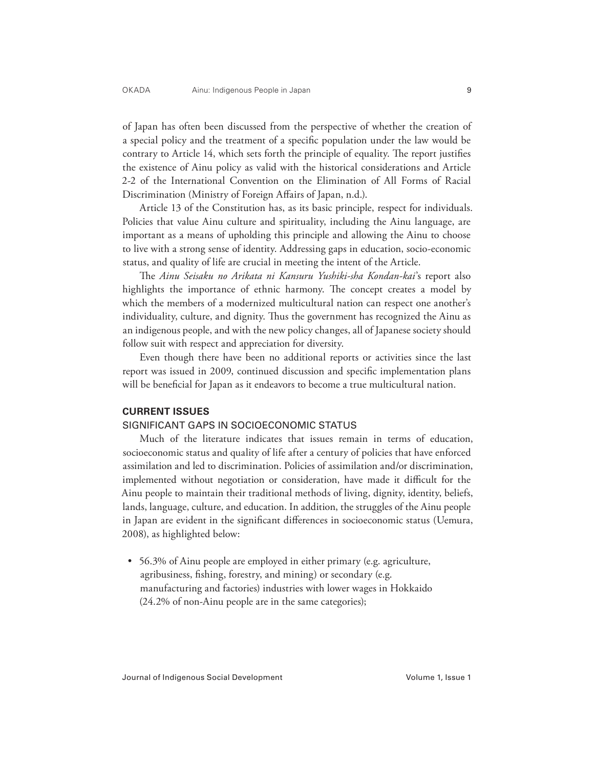of Japan has often been discussed from the perspective of whether the creation of a special policy and the treatment of a specific population under the law would be contrary to Article 14, which sets forth the principle of equality. The report justifies the existence of Ainu policy as valid with the historical considerations and Article 2-2 of the International Convention on the Elimination of All Forms of Racial Discrimination (Ministry of Foreign Affairs of Japan, n.d.).

Article 13 of the Constitution has, as its basic principle, respect for individuals. Policies that value Ainu culture and spirituality, including the Ainu language, are important as a means of upholding this principle and allowing the Ainu to choose to live with a strong sense of identity. Addressing gaps in education, socio-economic status, and quality of life are crucial in meeting the intent of the Article.

The *Ainu Seisaku no Arikata ni Kansuru Yushiki-sha Kondan-kai*'s report also highlights the importance of ethnic harmony. The concept creates a model by which the members of a modernized multicultural nation can respect one another's individuality, culture, and dignity. Thus the government has recognized the Ainu as an indigenous people, and with the new policy changes, all of Japanese society should follow suit with respect and appreciation for diversity.

Even though there have been no additional reports or activities since the last report was issued in 2009, continued discussion and specific implementation plans will be beneficial for Japan as it endeavors to become a true multicultural nation.

## CURRENT ISSUES

### SIGNIFICANT GAPS IN SOCIOECONOMIC STATUS

Much of the literature indicates that issues remain in terms of education, socioeconomic status and quality of life after a century of policies that have enforced assimilation and led to discrimination. Policies of assimilation and/or discrimination, implemented without negotiation or consideration, have made it difficult for the Ainu people to maintain their traditional methods of living, dignity, identity, beliefs, lands, language, culture, and education. In addition, the struggles of the Ainu people in Japan are evident in the significant differences in socioeconomic status (Uemura, 2008), as highlighted below:

- 56.3% of Ainu people are employed in either primary (e.g. agriculture, agribusiness, fishing, forestry, and mining) or secondary (e.g. manufacturing and factories) industries with lower wages in Hokkaido (24.2% of non-Ainu people are in the same categories);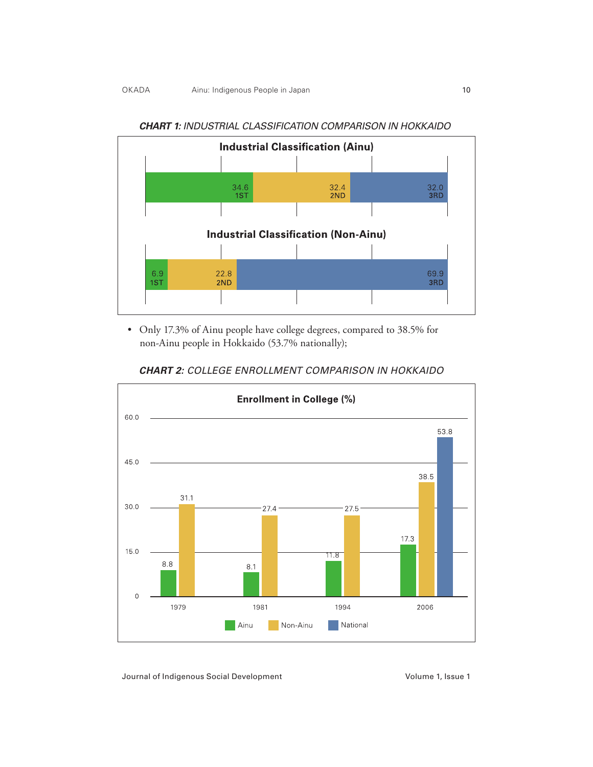***CHART 1:** INDUSTRIAL CLASSIFICATION COMPARISON IN HOKKAIDO*

**Industrial Classification (Ainu)**

| 1ST | 2ND | 3RD |
|---|---|---|
| 34.6 | 32.4 | 32.0 |

**Industrial Classification (Non-Ainu)**

| 1ST | 2ND | 3RD |
|---|---|---|
| 6.9 | 22.8 | 69.9 |

- Only 17.3% of Ainu people have college degrees, compared to 38.5% for non-Ainu people in Hokkaido (53.7% nationally);

***CHART 2**: COLLEGE ENROLLMENT COMPARISON IN HOKKAIDO*

**Enrollment in College (%)**

| Year | Ainu | Non-Ainu | National |
|---|---|---|---|
| 1979 | 8.8 | 31.1 | |
| 1981 | 8.1 | 27.4 | |
| 1994 | 11.8 | 27.5 | |
| 2006 | 17.3 | 38.5 | 53.8 |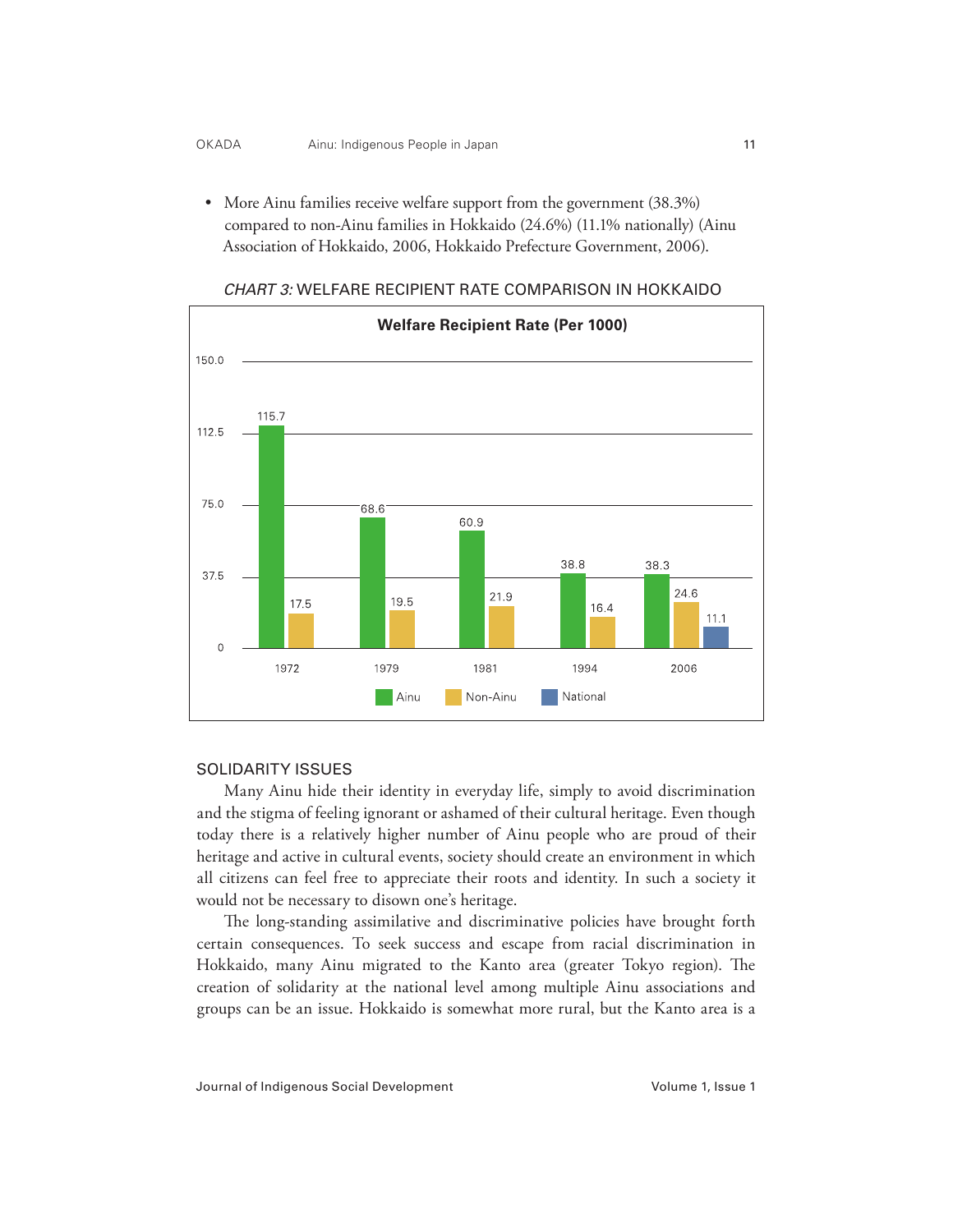- More Ainu families receive welfare support from the government (38.3%) compared to non-Ainu families in Hokkaido (24.6%) (11.1% nationally) (Ainu Association of Hokkaido, 2006, Hokkaido Prefecture Government, 2006).

*CHART 3:* WELFARE RECIPIENT RATE COMPARISON IN HOKKAIDO

**Welfare Recipient Rate (Per 1000)**

| Year | Ainu | Non-Ainu | National |
|---|---|---|---|
| 1972 | 115.7 | 17.5 | |
| 1979 | 68.6 | 19.5 | |
| 1981 | 60.9 | 21.9 | |
| 1994 | 38.8 | 16.4 | |
| 2006 | 38.3 | 24.6 | 11.1 |

## SOLIDARITY ISSUES

Many Ainu hide their identity in everyday life, simply to avoid discrimination and the stigma of feeling ignorant or ashamed of their cultural heritage. Even though today there is a relatively higher number of Ainu people who are proud of their heritage and active in cultural events, society should create an environment in which all citizens can feel free to appreciate their roots and identity. In such a society it would not be necessary to disown one's heritage.

The long-standing assimilative and discriminative policies have brought forth certain consequences. To seek success and escape from racial discrimination in Hokkaido, many Ainu migrated to the Kanto area (greater Tokyo region). The creation of solidarity at the national level among multiple Ainu associations and groups can be an issue. Hokkaido is somewhat more rural, but the Kanto area is a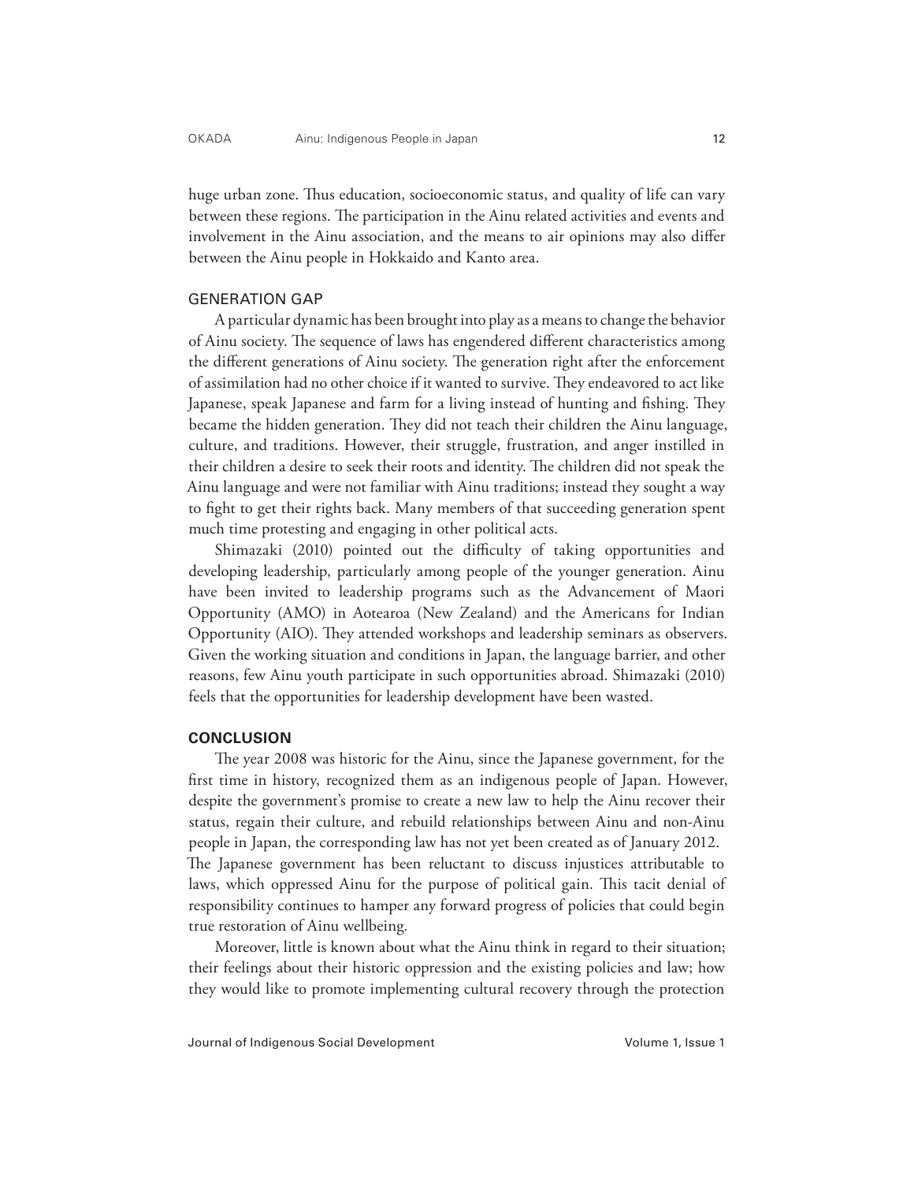huge urban zone. Thus education, socioeconomic status, and quality of life can vary between these regions. The participation in the Ainu related activities and events and involvement in the Ainu association, and the means to air opinions may also differ between the Ainu people in Hokkaido and Kanto area.

### GENERATION GAP

A particular dynamic has been brought into play as a means to change the behavior of Ainu society. The sequence of laws has engendered different characteristics among the different generations of Ainu society. The generation right after the enforcement of assimilation had no other choice if it wanted to survive. They endeavored to act like Japanese, speak Japanese and farm for a living instead of hunting and fishing. They became the hidden generation. They did not teach their children the Ainu language, culture, and traditions. However, their struggle, frustration, and anger instilled in their children a desire to seek their roots and identity. The children did not speak the Ainu language and were not familiar with Ainu traditions; instead they sought a way to fight to get their rights back. Many members of that succeeding generation spent much time protesting and engaging in other political acts.

Shimazaki (2010) pointed out the difficulty of taking opportunities and developing leadership, particularly among people of the younger generation. Ainu have been invited to leadership programs such as the Advancement of Maori Opportunity (AMO) in Aotearoa (New Zealand) and the Americans for Indian Opportunity (AIO). They attended workshops and leadership seminars as observers. Given the working situation and conditions in Japan, the language barrier, and other reasons, few Ainu youth participate in such opportunities abroad. Shimazaki (2010) feels that the opportunities for leadership development have been wasted.

## CONCLUSION

The year 2008 was historic for the Ainu, since the Japanese government, for the first time in history, recognized them as an indigenous people of Japan. However, despite the government's promise to create a new law to help the Ainu recover their status, regain their culture, and rebuild relationships between Ainu and non-Ainu people in Japan, the corresponding law has not yet been created as of January 2012. The Japanese government has been reluctant to discuss injustices attributable to laws, which oppressed Ainu for the purpose of political gain. This tacit denial of responsibility continues to hamper any forward progress of policies that could begin true restoration of Ainu wellbeing.

Moreover, little is known about what the Ainu think in regard to their situation; their feelings about their historic oppression and the existing policies and law; how they would like to promote implementing cultural recovery through the protection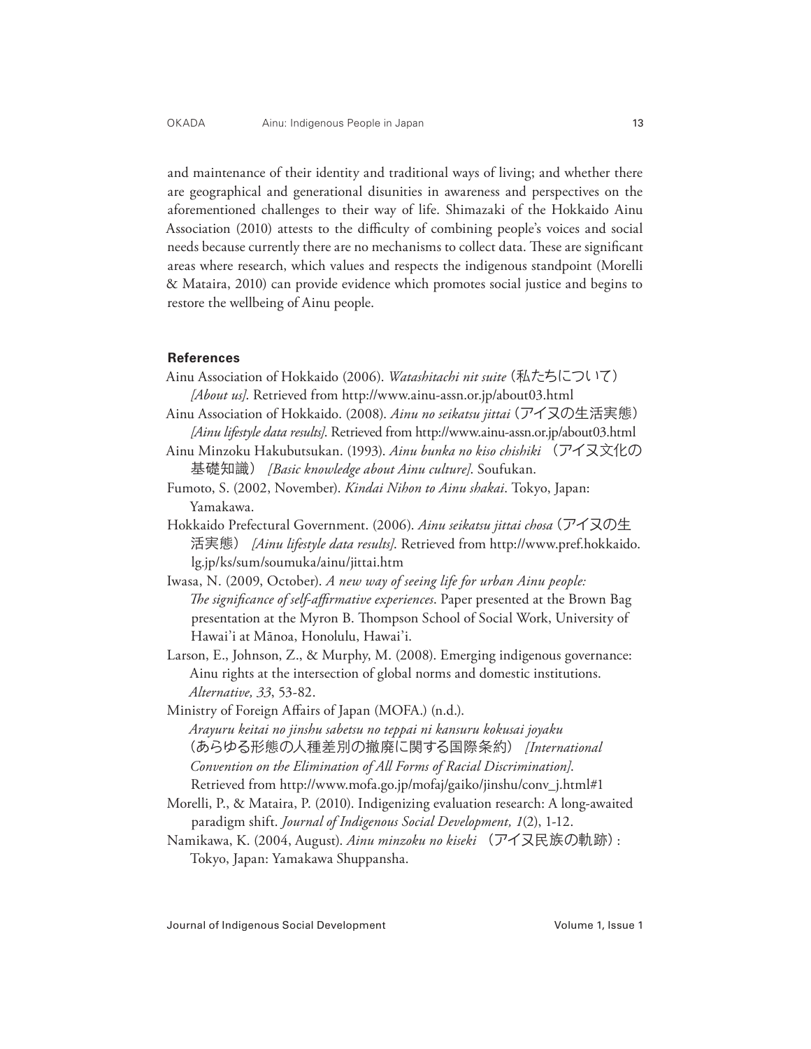and maintenance of their identity and traditional ways of living; and whether there are geographical and generational disunities in awareness and perspectives on the aforementioned challenges to their way of life. Shimazaki of the Hokkaido Ainu Association (2010) attests to the difficulty of combining people's voices and social needs because currently there are no mechanisms to collect data. These are significant areas where research, which values and respects the indigenous standpoint (Morelli & Mataira, 2010) can provide evidence which promotes social justice and begins to restore the wellbeing of Ainu people.

### References

Ainu Association of Hokkaido (2006). *Watashitachi nit suite* (私たちについて) *[About us]*. Retrieved from http://www.ainu-assn.or.jp/about03.html

Ainu Association of Hokkaido. (2008). *Ainu no seikatsu jittai* (アイヌの生活実態) *[Ainu lifestyle data results]*. Retrieved from http://www.ainu-assn.or.jp/about03.html

Ainu Minzoku Hakubutsukan. (1993). *Ainu bunka no kiso chishiki* （アイヌ文化の基礎知識） *[Basic knowledge about Ainu culture]*. Soufukan.

Fumoto, S. (2002, November). *Kindai Nihon to Ainu shakai*. Tokyo, Japan: Yamakawa.

Hokkaido Prefectural Government. (2006). *Ainu seikatsu jittai chosa* (アイヌの生活実態) *[Ainu lifestyle data results]*. Retrieved from http://www.pref.hokkaido.lg.jp/ks/sum/soumuka/ainu/jittai.htm

Iwasa, N. (2009, October). *A new way of seeing life for urban Ainu people: The significance of self-affirmative experiences*. Paper presented at the Brown Bag presentation at the Myron B. Thompson School of Social Work, University of Hawai'i at Mānoa, Honolulu, Hawai'i.

Larson, E., Johnson, Z., & Murphy, M. (2008). Emerging indigenous governance: Ainu rights at the intersection of global norms and domestic institutions. *Alternative, 33*, 53-82.

Ministry of Foreign Affairs of Japan (MOFA.) (n.d.). *Arayuru keitai no jinshu sabetsu no teppai ni kansuru kokusai joyaku* （あらゆる形態の人種差別の撤廃に関する国際条約） *[International Convention on the Elimination of All Forms of Racial Discrimination]*. Retrieved from http://www.mofa.go.jp/mofaj/gaiko/jinshu/conv_j.html#1

Morelli, P., & Mataira, P. (2010). Indigenizing evaluation research: A long-awaited paradigm shift. *Journal of Indigenous Social Development, 1*(2), 1-12.

Namikawa, K. (2004, August). *Ainu minzoku no kiseki* （アイヌ民族の軌跡）: Tokyo, Japan: Yamakawa Shuppansha.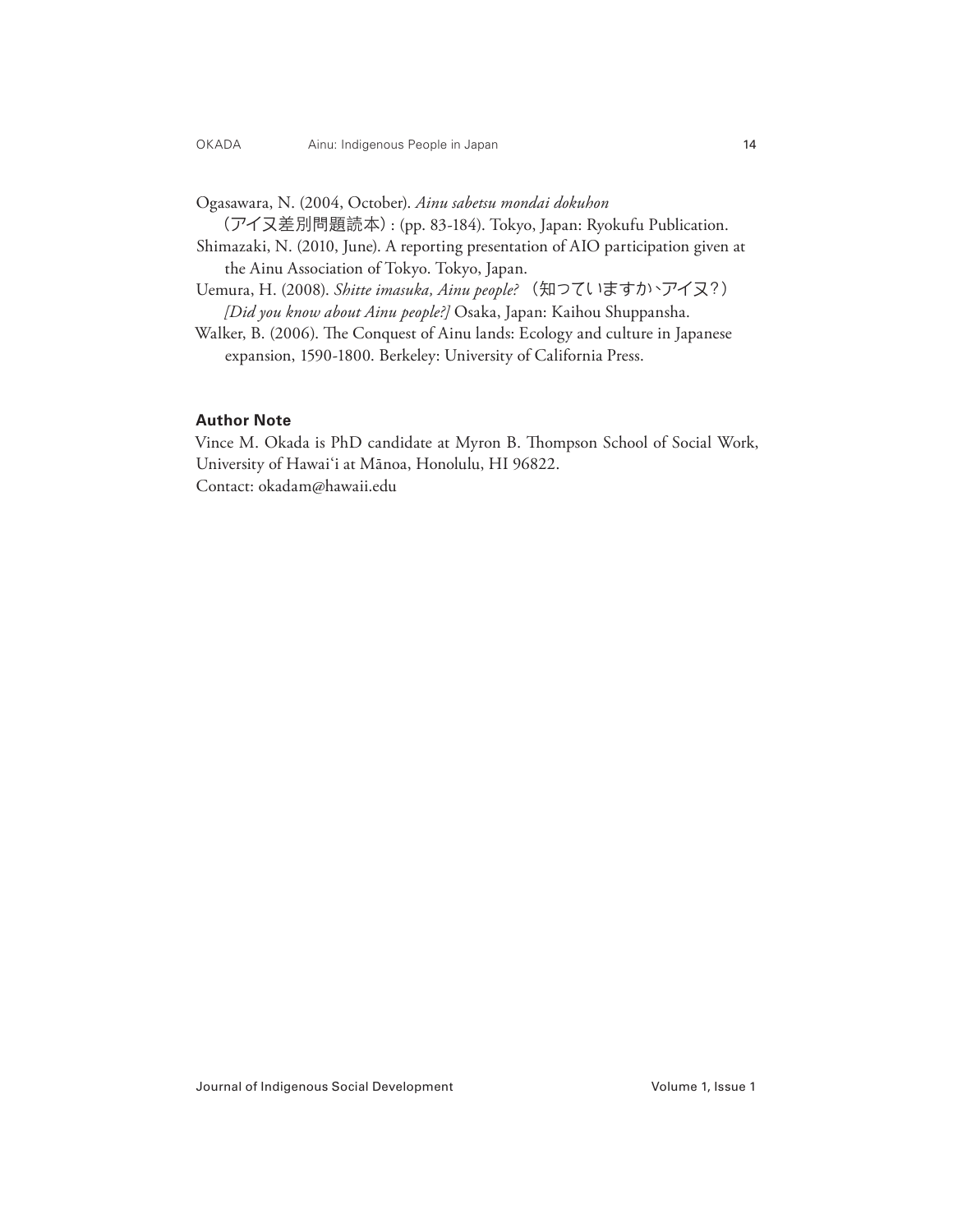Ogasawara, N. (2004, October). *Ainu sabetsu mondai dokuhon* （アイヌ差別問題読本）: (pp. 83-184). Tokyo, Japan: Ryokufu Publication.

Shimazaki, N. (2010, June). A reporting presentation of AIO participation given at the Ainu Association of Tokyo. Tokyo, Japan.

Uemura, H. (2008). *Shitte imasuka, Ainu people?* （知っていますか、アイヌ?） *[Did you know about Ainu people?]* Osaka, Japan: Kaihou Shuppansha.

Walker, B. (2006). The Conquest of Ainu lands: Ecology and culture in Japanese expansion, 1590-1800. Berkeley: University of California Press.

**Author Note**

Vince M. Okada is PhD candidate at Myron B. Thompson School of Social Work, University of Hawai'i at Mānoa, Honolulu, HI 96822.
Contact: okadam@hawaii.edu